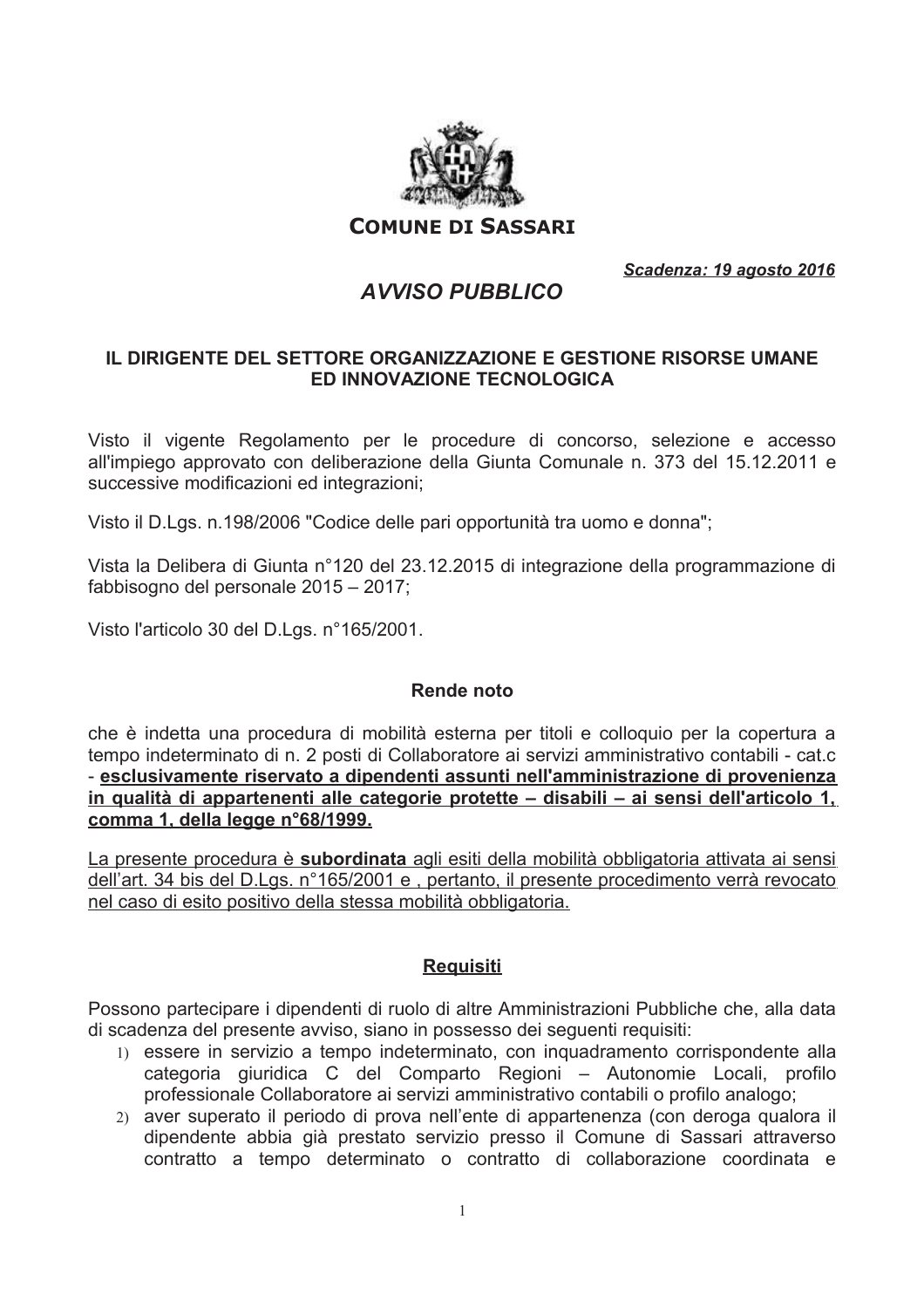**COMUNE DI SASSARI**

***Scadenza: 19 agosto 2016***

# *AVVISO PUBBLICO*

### IL DIRIGENTE DEL SETTORE ORGANIZZAZIONE E GESTIONE RISORSE UMANE ED INNOVAZIONE TECNOLOGICA

Visto il vigente Regolamento per le procedure di concorso, selezione e accesso all'impiego approvato con deliberazione della Giunta Comunale n. 373 del 15.12.2011 e successive modificazioni ed integrazioni;

Visto il D.Lgs. n.198/2006 "Codice delle pari opportunità tra uomo e donna";

Vista la Delibera di Giunta n°120 del 23.12.2015 di integrazione della programmazione di fabbisogno del personale 2015 – 2017;

Visto l'articolo 30 del D.Lgs. n°165/2001.

**Rende noto**

che è indetta una procedura di mobilità esterna per titoli e colloquio per la copertura a tempo indeterminato di n. 2 posti di Collaboratore ai servizi amministrativo contabili - cat.c - **esclusivamente riservato a dipendenti assunti nell'amministrazione di provenienza in qualità di appartenenti alle categorie protette – disabili – ai sensi dell'articolo 1, comma 1, della legge n°68/1999.**

La presente procedura è **subordinata** agli esiti della mobilità obbligatoria attivata ai sensi dell'art. 34 bis del D.Lgs. n°165/2001 e , pertanto, il presente procedimento verrà revocato nel caso di esito positivo della stessa mobilità obbligatoria.

**Requisiti**

Possono partecipare i dipendenti di ruolo di altre Amministrazioni Pubbliche che, alla data di scadenza del presente avviso, siano in possesso dei seguenti requisiti:

1) essere in servizio a tempo indeterminato, con inquadramento corrispondente alla categoria giuridica C del Comparto Regioni – Autonomie Locali, profilo professionale Collaboratore ai servizi amministrativo contabili o profilo analogo;
2) aver superato il periodo di prova nell'ente di appartenenza (con deroga qualora il dipendente abbia già prestato servizio presso il Comune di Sassari attraverso contratto a tempo determinato o contratto di collaborazione coordinata e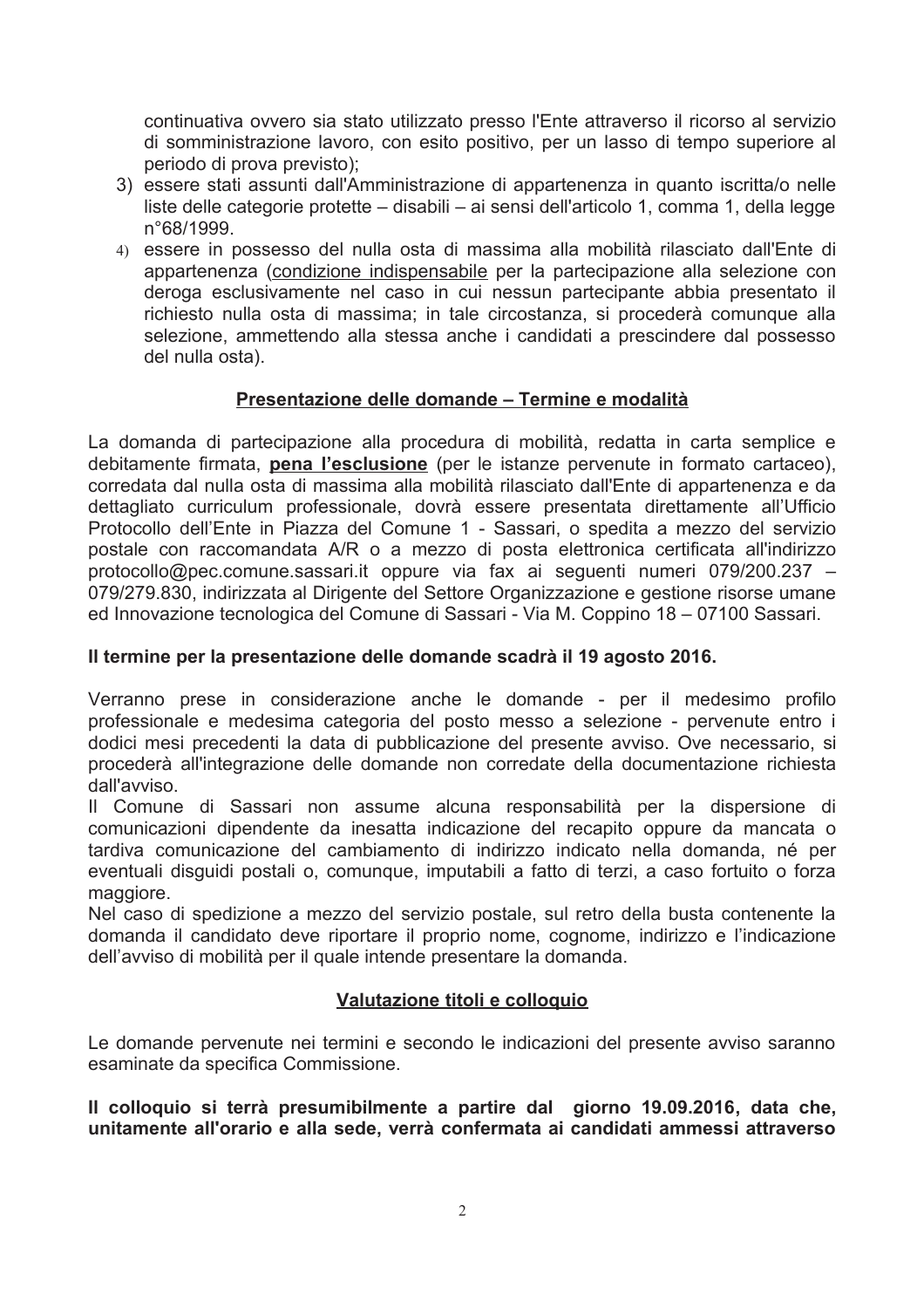continuativa ovvero sia stato utilizzato presso l'Ente attraverso il ricorso al servizio di somministrazione lavoro, con esito positivo, per un lasso di tempo superiore al periodo di prova previsto);

3) essere stati assunti dall'Amministrazione di appartenenza in quanto iscritta/o nelle liste delle categorie protette – disabili – ai sensi dell'articolo 1, comma 1, della legge n°68/1999.
4) essere in possesso del nulla osta di massima alla mobilità rilasciato dall'Ente di appartenenza (condizione indispensabile per la partecipazione alla selezione con deroga esclusivamente nel caso in cui nessun partecipante abbia presentato il richiesto nulla osta di massima; in tale circostanza, si procederà comunque alla selezione, ammettendo alla stessa anche i candidati a prescindere dal possesso del nulla osta).

## Presentazione delle domande – Termine e modalità

La domanda di partecipazione alla procedura di mobilità, redatta in carta semplice e debitamente firmata, **pena l'esclusione** (per le istanze pervenute in formato cartaceo), corredata dal nulla osta di massima alla mobilità rilasciato dall'Ente di appartenenza e da dettagliato curriculum professionale, dovrà essere presentata direttamente all'Ufficio Protocollo dell'Ente in Piazza del Comune 1 - Sassari, o spedita a mezzo del servizio postale con raccomandata A/R o a mezzo di posta elettronica certificata all'indirizzo protocollo@pec.comune.sassari.it oppure via fax ai seguenti numeri 079/200.237 – 079/279.830, indirizzata al Dirigente del Settore Organizzazione e gestione risorse umane ed Innovazione tecnologica del Comune di Sassari - Via M. Coppino 18 – 07100 Sassari.

**Il termine per la presentazione delle domande scadrà il 19 agosto 2016.**

Verranno prese in considerazione anche le domande - per il medesimo profilo professionale e medesima categoria del posto messo a selezione - pervenute entro i dodici mesi precedenti la data di pubblicazione del presente avviso. Ove necessario, si procederà all'integrazione delle domande non corredate della documentazione richiesta dall'avviso.

Il Comune di Sassari non assume alcuna responsabilità per la dispersione di comunicazioni dipendente da inesatta indicazione del recapito oppure da mancata o tardiva comunicazione del cambiamento di indirizzo indicato nella domanda, né per eventuali disguidi postali o, comunque, imputabili a fatto di terzi, a caso fortuito o forza maggiore.

Nel caso di spedizione a mezzo del servizio postale, sul retro della busta contenente la domanda il candidato deve riportare il proprio nome, cognome, indirizzo e l'indicazione dell'avviso di mobilità per il quale intende presentare la domanda.

## Valutazione titoli e colloquio

Le domande pervenute nei termini e secondo le indicazioni del presente avviso saranno esaminate da specifica Commissione.

**Il colloquio si terrà presumibilmente a partire dal giorno 19.09.2016, data che, unitamente all'orario e alla sede, verrà confermata ai candidati ammessi attraverso**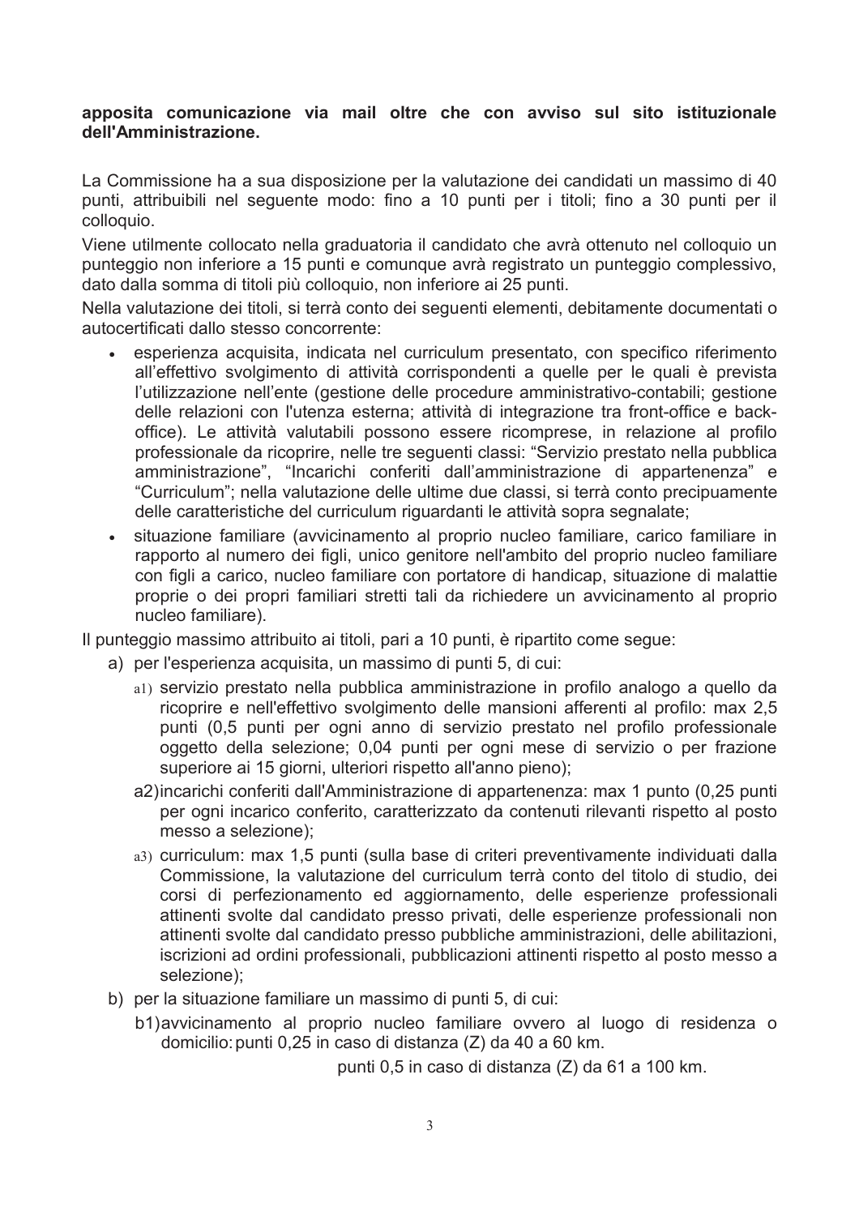**apposita comunicazione via mail oltre che con avviso sul sito istituzionale dell'Amministrazione.**

La Commissione ha a sua disposizione per la valutazione dei candidati un massimo di 40 punti, attribuibili nel seguente modo: fino a 10 punti per i titoli; fino a 30 punti per il colloquio.

Viene utilmente collocato nella graduatoria il candidato che avrà ottenuto nel colloquio un punteggio non inferiore a 15 punti e comunque avrà registrato un punteggio complessivo, dato dalla somma di titoli più colloquio, non inferiore ai 25 punti.

Nella valutazione dei titoli, si terrà conto dei seguenti elementi, debitamente documentati o autocertificati dallo stesso concorrente:

- esperienza acquisita, indicata nel curriculum presentato, con specifico riferimento all'effettivo svolgimento di attività corrispondenti a quelle per le quali è prevista l'utilizzazione nell'ente (gestione delle procedure amministrativo-contabili; gestione delle relazioni con l'utenza esterna; attività di integrazione tra front-office e back-office). Le attività valutabili possono essere ricomprese, in relazione al profilo professionale da ricoprire, nelle tre seguenti classi: "Servizio prestato nella pubblica amministrazione", "Incarichi conferiti dall'amministrazione di appartenenza" e "Curriculum"; nella valutazione delle ultime due classi, si terrà conto precipuamente delle caratteristiche del curriculum riguardanti le attività sopra segnalate;
- situazione familiare (avvicinamento al proprio nucleo familiare, carico familiare in rapporto al numero dei figli, unico genitore nell'ambito del proprio nucleo familiare con figli a carico, nucleo familiare con portatore di handicap, situazione di malattie proprie o dei propri familiari stretti tali da richiedere un avvicinamento al proprio nucleo familiare).

Il punteggio massimo attribuito ai titoli, pari a 10 punti, è ripartito come segue:

a) per l'esperienza acquisita, un massimo di punti 5, di cui:
   - a1) servizio prestato nella pubblica amministrazione in profilo analogo a quello da ricoprire e nell'effettivo svolgimento delle mansioni afferenti al profilo: max 2,5 punti (0,5 punti per ogni anno di servizio prestato nel profilo professionale oggetto della selezione; 0,04 punti per ogni mese di servizio o per frazione superiore ai 15 giorni, ulteriori rispetto all'anno pieno);
   - a2) incarichi conferiti dall'Amministrazione di appartenenza: max 1 punto (0,25 punti per ogni incarico conferito, caratterizzato da contenuti rilevanti rispetto al posto messo a selezione);
   - a3) curriculum: max 1,5 punti (sulla base di criteri preventivamente individuati dalla Commissione, la valutazione del curriculum terrà conto del titolo di studio, dei corsi di perfezionamento ed aggiornamento, delle esperienze professionali attinenti svolte dal candidato presso privati, delle esperienze professionali non attinenti svolte dal candidato presso pubbliche amministrazioni, delle abilitazioni, iscrizioni ad ordini professionali, pubblicazioni attinenti rispetto al posto messo a selezione);

b) per la situazione familiare un massimo di punti 5, di cui:
   - b1) avvicinamento al proprio nucleo familiare ovvero al luogo di residenza o domicilio: punti 0,25 in caso di distanza (Z) da 40 a 60 km.

     punti 0,5 in caso di distanza (Z) da 61 a 100 km.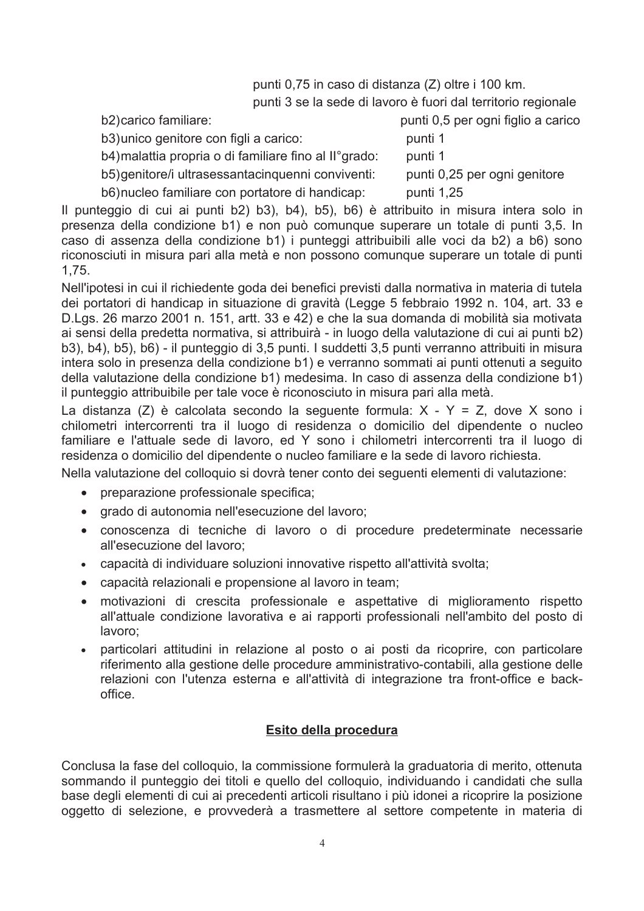punti 0,75 in caso di distanza (Z) oltre i 100 km.
punti 3 se la sede di lavoro è fuori dal territorio regionale

| | |
|---|---|
| b2) carico familiare: | punti 0,5 per ogni figlio a carico |
| b3) unico genitore con figli a carico: | punti 1 |
| b4) malattia propria o di familiare fino al II°grado: | punti 1 |
| b5) genitore/i ultrasessantacinquenni conviventi: | punti 0,25 per ogni genitore |
| b6) nucleo familiare con portatore di handicap: | punti 1,25 |

Il punteggio di cui ai punti b2) b3), b4), b5), b6) è attribuito in misura intera solo in presenza della condizione b1) e non può comunque superare un totale di punti 3,5. In caso di assenza della condizione b1) i punteggi attribuibili alle voci da b2) a b6) sono riconosciuti in misura pari alla metà e non possono comunque superare un totale di punti 1,75.

Nell'ipotesi in cui il richiedente goda dei benefici previsti dalla normativa in materia di tutela dei portatori di handicap in situazione di gravità (Legge 5 febbraio 1992 n. 104, art. 33 e D.Lgs. 26 marzo 2001 n. 151, artt. 33 e 42) e che la sua domanda di mobilità sia motivata ai sensi della predetta normativa, si attribuirà - in luogo della valutazione di cui ai punti b2) b3), b4), b5), b6) - il punteggio di 3,5 punti. I suddetti 3,5 punti verranno attribuiti in misura intera solo in presenza della condizione b1) e verranno sommati ai punti ottenuti a seguito della valutazione della condizione b1) medesima. In caso di assenza della condizione b1) il punteggio attribuibile per tale voce è riconosciuto in misura pari alla metà.

La distanza (Z) è calcolata secondo la seguente formula: $X - Y = Z$, dove X sono i chilometri intercorrenti tra il luogo di residenza o domicilio del dipendente o nucleo familiare e l'attuale sede di lavoro, ed Y sono i chilometri intercorrenti tra il luogo di residenza o domicilio del dipendente o nucleo familiare e la sede di lavoro richiesta.

Nella valutazione del colloquio si dovrà tener conto dei seguenti elementi di valutazione:

- preparazione professionale specifica;
- grado di autonomia nell'esecuzione del lavoro;
- conoscenza di tecniche di lavoro o di procedure predeterminate necessarie all'esecuzione del lavoro;
- capacità di individuare soluzioni innovative rispetto all'attività svolta;
- capacità relazionali e propensione al lavoro in team;
- motivazioni di crescita professionale e aspettative di miglioramento rispetto all'attuale condizione lavorativa e ai rapporti professionali nell'ambito del posto di lavoro;
- particolari attitudini in relazione al posto o ai posti da ricoprire, con particolare riferimento alla gestione delle procedure amministrativo-contabili, alla gestione delle relazioni con l'utenza esterna e all'attività di integrazione tra front-office e back-office.

## Esito della procedura

Conclusa la fase del colloquio, la commissione formulerà la graduatoria di merito, ottenuta sommando il punteggio dei titoli e quello del colloquio, individuando i candidati che sulla base degli elementi di cui ai precedenti articoli risultano i più idonei a ricoprire la posizione oggetto di selezione, e provvederà a trasmettere al settore competente in materia di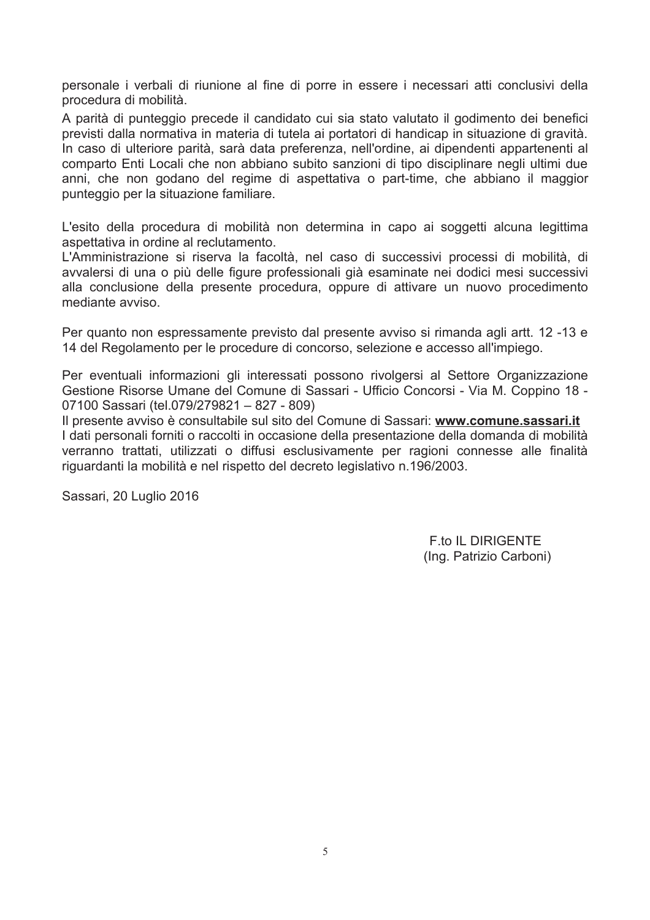personale i verbali di riunione al fine di porre in essere i necessari atti conclusivi della procedura di mobilità.

A parità di punteggio precede il candidato cui sia stato valutato il godimento dei benefici previsti dalla normativa in materia di tutela ai portatori di handicap in situazione di gravità. In caso di ulteriore parità, sarà data preferenza, nell'ordine, ai dipendenti appartenenti al comparto Enti Locali che non abbiano subito sanzioni di tipo disciplinare negli ultimi due anni, che non godano del regime di aspettativa o part-time, che abbiano il maggior punteggio per la situazione familiare.

L'esito della procedura di mobilità non determina in capo ai soggetti alcuna legittima aspettativa in ordine al reclutamento.

L'Amministrazione si riserva la facoltà, nel caso di successivi processi di mobilità, di avvalersi di una o più delle figure professionali già esaminate nei dodici mesi successivi alla conclusione della presente procedura, oppure di attivare un nuovo procedimento mediante avviso.

Per quanto non espressamente previsto dal presente avviso si rimanda agli artt. 12 -13 e 14 del Regolamento per le procedure di concorso, selezione e accesso all'impiego.

Per eventuali informazioni gli interessati possono rivolgersi al Settore Organizzazione Gestione Risorse Umane del Comune di Sassari - Ufficio Concorsi - Via M. Coppino 18 - 07100 Sassari (tel.079/279821 – 827 - 809)

Il presente avviso è consultabile sul sito del Comune di Sassari: **www.comune.sassari.it**

I dati personali forniti o raccolti in occasione della presentazione della domanda di mobilità verranno trattati, utilizzati o diffusi esclusivamente per ragioni connesse alle finalità riguardanti la mobilità e nel rispetto del decreto legislativo n.196/2003.

Sassari, 20 Luglio 2016

F.to IL DIRIGENTE
(Ing. Patrizio Carboni)